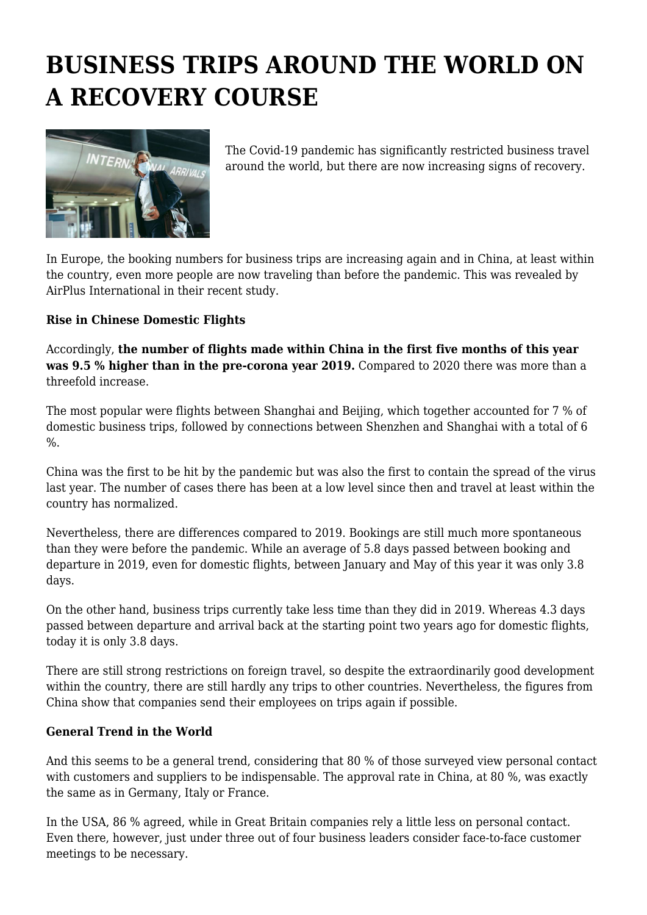# BUSINESS TRIPS AROUND THE WORLD ON A RECOVERY COURSE

The Covid-19 pandemic has significantly restricted business travel around the world, but there are now increasing signs of recovery.

In Europe, the booking numbers for business trips are increasing again and in China, at least within the country, even more people are now traveling than before the pandemic. This was revealed by AirPlus International in their recent study.

**Rise in Chinese Domestic Flights**

Accordingly, **the number of flights made within China in the first five months of this year was 9.5 % higher than in the pre-corona year 2019.** Compared to 2020 there was more than a threefold increase.

The most popular were flights between Shanghai and Beijing, which together accounted for 7 % of domestic business trips, followed by connections between Shenzhen and Shanghai with a total of 6 %.

China was the first to be hit by the pandemic but was also the first to contain the spread of the virus last year. The number of cases there has been at a low level since then and travel at least within the country has normalized.

Nevertheless, there are differences compared to 2019. Bookings are still much more spontaneous than they were before the pandemic. While an average of 5.8 days passed between booking and departure in 2019, even for domestic flights, between January and May of this year it was only 3.8 days.

On the other hand, business trips currently take less time than they did in 2019. Whereas 4.3 days passed between departure and arrival back at the starting point two years ago for domestic flights, today it is only 3.8 days.

There are still strong restrictions on foreign travel, so despite the extraordinarily good development within the country, there are still hardly any trips to other countries. Nevertheless, the figures from China show that companies send their employees on trips again if possible.

**General Trend in the World**

And this seems to be a general trend, considering that 80 % of those surveyed view personal contact with customers and suppliers to be indispensable. The approval rate in China, at 80 %, was exactly the same as in Germany, Italy or France.

In the USA, 86 % agreed, while in Great Britain companies rely a little less on personal contact. Even there, however, just under three out of four business leaders consider face-to-face customer meetings to be necessary.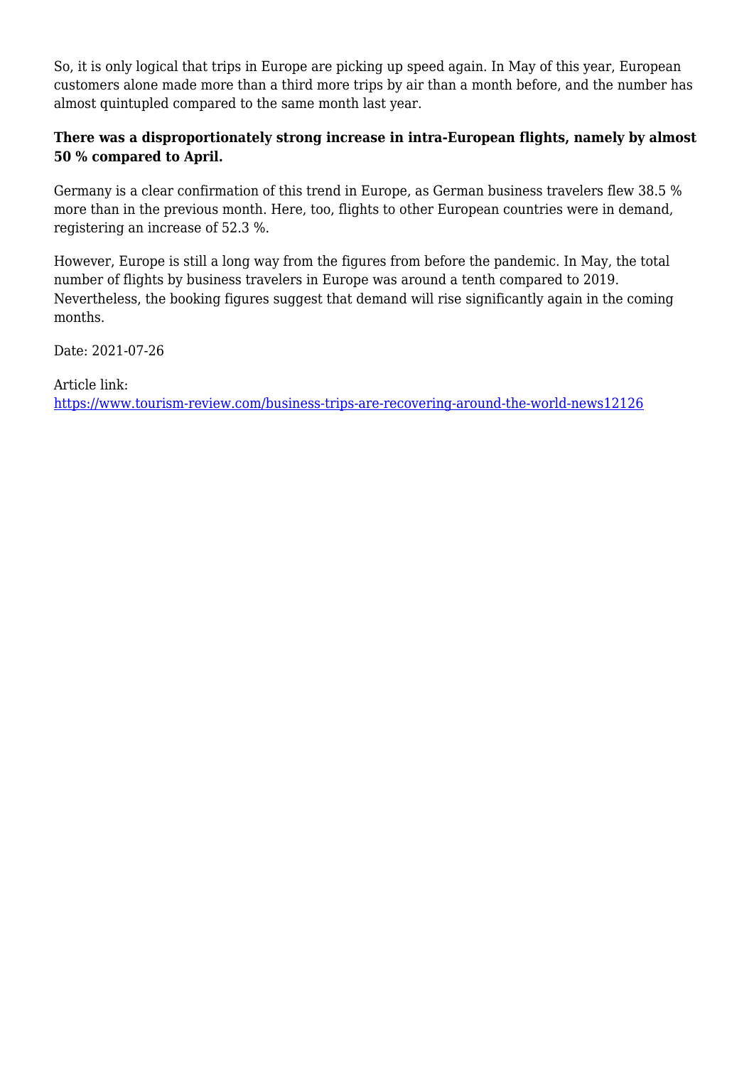So, it is only logical that trips in Europe are picking up speed again. In May of this year, European customers alone made more than a third more trips by air than a month before, and the number has almost quintupled compared to the same month last year.

**There was a disproportionately strong increase in intra-European flights, namely by almost 50 % compared to April.**

Germany is a clear confirmation of this trend in Europe, as German business travelers flew 38.5 % more than in the previous month. Here, too, flights to other European countries were in demand, registering an increase of 52.3 %.

However, Europe is still a long way from the figures from before the pandemic. In May, the total number of flights by business travelers in Europe was around a tenth compared to 2019. Nevertheless, the booking figures suggest that demand will rise significantly again in the coming months.

Date: 2021-07-26

Article link:
[https://www.tourism-review.com/business-trips-are-recovering-around-the-world-news12126](https://www.tourism-review.com/business-trips-are-recovering-around-the-world-news12126)